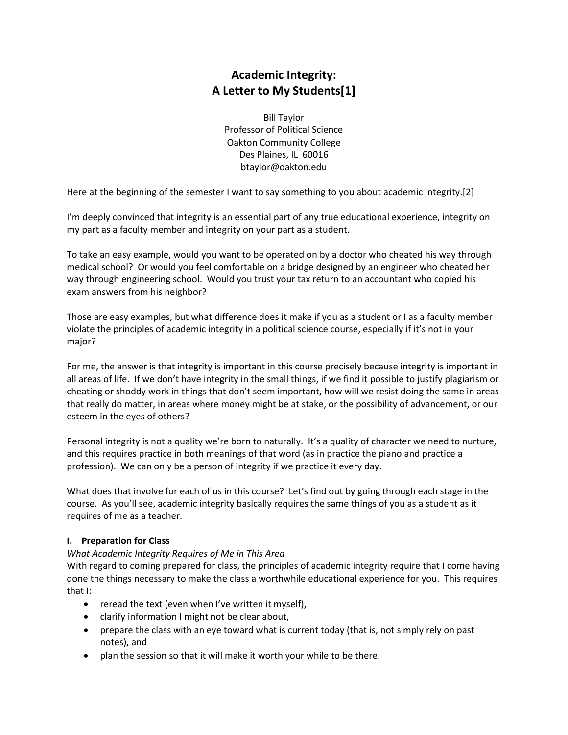# Academic Integrity: A Letter to My Students[1]

Bill Taylor
Professor of Political Science
Oakton Community College
Des Plaines, IL 60016
btaylor@oakton.edu

Here at the beginning of the semester I want to say something to you about academic integrity.[2]

I'm deeply convinced that integrity is an essential part of any true educational experience, integrity on my part as a faculty member and integrity on your part as a student.

To take an easy example, would you want to be operated on by a doctor who cheated his way through medical school? Or would you feel comfortable on a bridge designed by an engineer who cheated her way through engineering school. Would you trust your tax return to an accountant who copied his exam answers from his neighbor?

Those are easy examples, but what difference does it make if you as a student or I as a faculty member violate the principles of academic integrity in a political science course, especially if it's not in your major?

For me, the answer is that integrity is important in this course precisely because integrity is important in all areas of life. If we don't have integrity in the small things, if we find it possible to justify plagiarism or cheating or shoddy work in things that don't seem important, how will we resist doing the same in areas that really do matter, in areas where money might be at stake, or the possibility of advancement, or our esteem in the eyes of others?

Personal integrity is not a quality we're born to naturally. It's a quality of character we need to nurture, and this requires practice in both meanings of that word (as in practice the piano and practice a profession). We can only be a person of integrity if we practice it every day.

What does that involve for each of us in this course? Let's find out by going through each stage in the course. As you'll see, academic integrity basically requires the same things of you as a student as it requires of me as a teacher.

### I. Preparation for Class

*What Academic Integrity Requires of Me in This Area*

With regard to coming prepared for class, the principles of academic integrity require that I come having done the things necessary to make the class a worthwhile educational experience for you. This requires that I:

- reread the text (even when I've written it myself),
- clarify information I might not be clear about,
- prepare the class with an eye toward what is current today (that is, not simply rely on past notes), and
- plan the session so that it will make it worth your while to be there.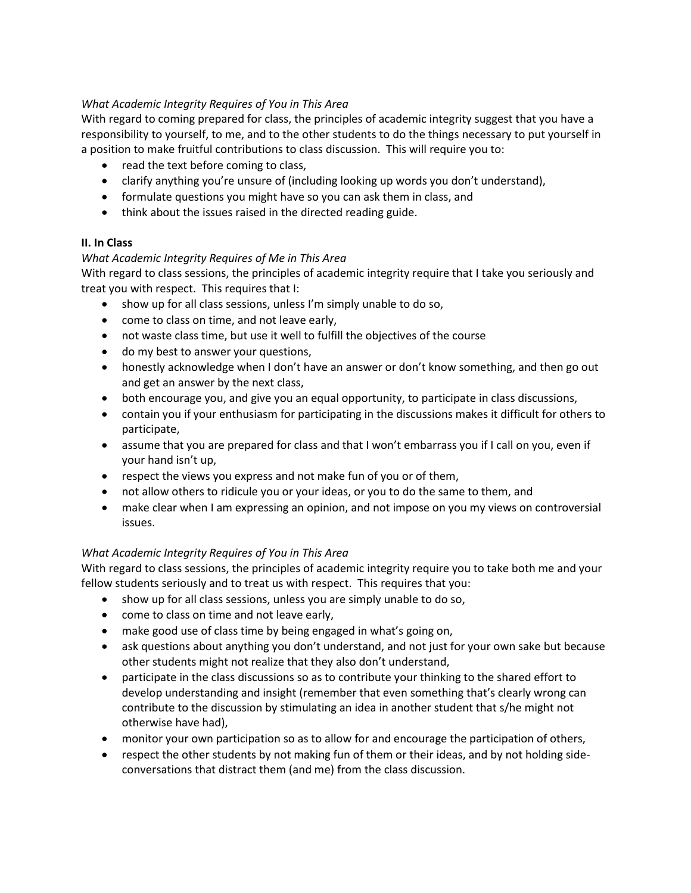*What Academic Integrity Requires of You in This Area*

With regard to coming prepared for class, the principles of academic integrity suggest that you have a responsibility to yourself, to me, and to the other students to do the things necessary to put yourself in a position to make fruitful contributions to class discussion. This will require you to:

- read the text before coming to class,
- clarify anything you're unsure of (including looking up words you don't understand),
- formulate questions you might have so you can ask them in class, and
- think about the issues raised in the directed reading guide.

**II. In Class**

*What Academic Integrity Requires of Me in This Area*

With regard to class sessions, the principles of academic integrity require that I take you seriously and treat you with respect. This requires that I:

- show up for all class sessions, unless I'm simply unable to do so,
- come to class on time, and not leave early,
- not waste class time, but use it well to fulfill the objectives of the course
- do my best to answer your questions,
- honestly acknowledge when I don't have an answer or don't know something, and then go out and get an answer by the next class,
- both encourage you, and give you an equal opportunity, to participate in class discussions,
- contain you if your enthusiasm for participating in the discussions makes it difficult for others to participate,
- assume that you are prepared for class and that I won't embarrass you if I call on you, even if your hand isn't up,
- respect the views you express and not make fun of you or of them,
- not allow others to ridicule you or your ideas, or you to do the same to them, and
- make clear when I am expressing an opinion, and not impose on you my views on controversial issues.

*What Academic Integrity Requires of You in This Area*

With regard to class sessions, the principles of academic integrity require you to take both me and your fellow students seriously and to treat us with respect. This requires that you:

- show up for all class sessions, unless you are simply unable to do so,
- come to class on time and not leave early,
- make good use of class time by being engaged in what's going on,
- ask questions about anything you don't understand, and not just for your own sake but because other students might not realize that they also don't understand,
- participate in the class discussions so as to contribute your thinking to the shared effort to develop understanding and insight (remember that even something that's clearly wrong can contribute to the discussion by stimulating an idea in another student that s/he might not otherwise have had),
- monitor your own participation so as to allow for and encourage the participation of others,
- respect the other students by not making fun of them or their ideas, and by not holding side-conversations that distract them (and me) from the class discussion.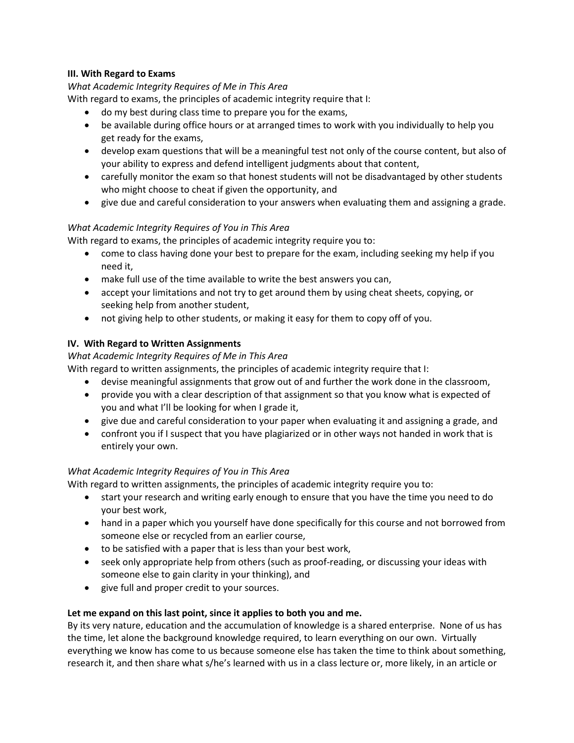**III. With Regard to Exams**

*What Academic Integrity Requires of Me in This Area*

With regard to exams, the principles of academic integrity require that I:

- do my best during class time to prepare you for the exams,
- be available during office hours or at arranged times to work with you individually to help you get ready for the exams,
- develop exam questions that will be a meaningful test not only of the course content, but also of your ability to express and defend intelligent judgments about that content,
- carefully monitor the exam so that honest students will not be disadvantaged by other students who might choose to cheat if given the opportunity, and
- give due and careful consideration to your answers when evaluating them and assigning a grade.

*What Academic Integrity Requires of You in This Area*

With regard to exams, the principles of academic integrity require you to:

- come to class having done your best to prepare for the exam, including seeking my help if you need it,
- make full use of the time available to write the best answers you can,
- accept your limitations and not try to get around them by using cheat sheets, copying, or seeking help from another student,
- not giving help to other students, or making it easy for them to copy off of you.

**IV. With Regard to Written Assignments**

*What Academic Integrity Requires of Me in This Area*

With regard to written assignments, the principles of academic integrity require that I:

- devise meaningful assignments that grow out of and further the work done in the classroom,
- provide you with a clear description of that assignment so that you know what is expected of you and what I'll be looking for when I grade it,
- give due and careful consideration to your paper when evaluating it and assigning a grade, and
- confront you if I suspect that you have plagiarized or in other ways not handed in work that is entirely your own.

*What Academic Integrity Requires of You in This Area*

With regard to written assignments, the principles of academic integrity require you to:

- start your research and writing early enough to ensure that you have the time you need to do your best work,
- hand in a paper which you yourself have done specifically for this course and not borrowed from someone else or recycled from an earlier course,
- to be satisfied with a paper that is less than your best work,
- seek only appropriate help from others (such as proof-reading, or discussing your ideas with someone else to gain clarity in your thinking), and
- give full and proper credit to your sources.

**Let me expand on this last point, since it applies to both you and me.**

By its very nature, education and the accumulation of knowledge is a shared enterprise. None of us has the time, let alone the background knowledge required, to learn everything on our own. Virtually everything we know has come to us because someone else has taken the time to think about something, research it, and then share what s/he's learned with us in a class lecture or, more likely, in an article or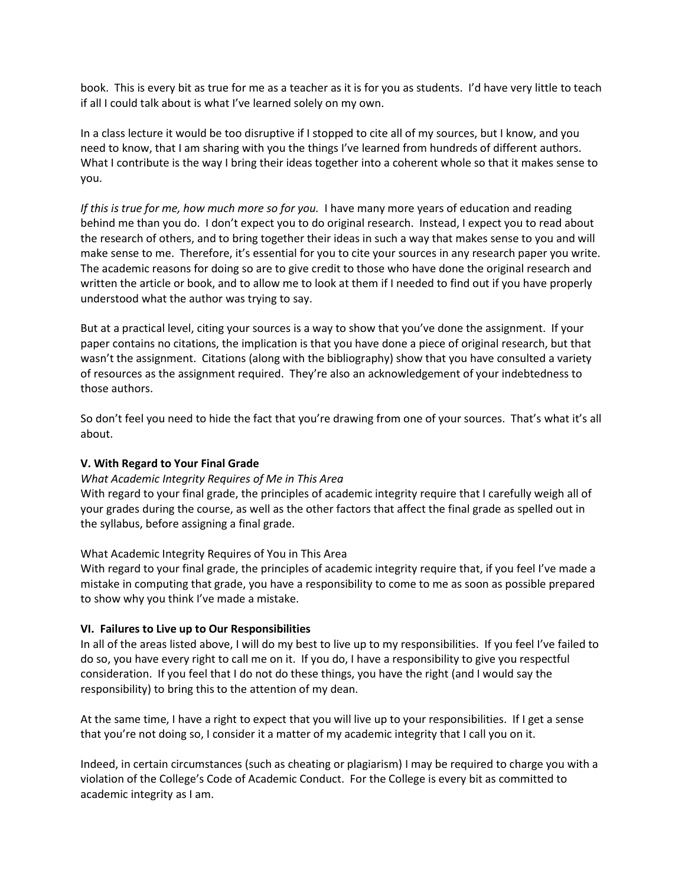book. This is every bit as true for me as a teacher as it is for you as students. I'd have very little to teach if all I could talk about is what I've learned solely on my own.

In a class lecture it would be too disruptive if I stopped to cite all of my sources, but I know, and you need to know, that I am sharing with you the things I've learned from hundreds of different authors. What I contribute is the way I bring their ideas together into a coherent whole so that it makes sense to you.

*If this is true for me, how much more so for you.* I have many more years of education and reading behind me than you do. I don't expect you to do original research. Instead, I expect you to read about the research of others, and to bring together their ideas in such a way that makes sense to you and will make sense to me. Therefore, it's essential for you to cite your sources in any research paper you write. The academic reasons for doing so are to give credit to those who have done the original research and written the article or book, and to allow me to look at them if I needed to find out if you have properly understood what the author was trying to say.

But at a practical level, citing your sources is a way to show that you've done the assignment. If your paper contains no citations, the implication is that you have done a piece of original research, but that wasn't the assignment. Citations (along with the bibliography) show that you have consulted a variety of resources as the assignment required. They're also an acknowledgement of your indebtedness to those authors.

So don't feel you need to hide the fact that you're drawing from one of your sources. That's what it's all about.

### V. With Regard to Your Final Grade

*What Academic Integrity Requires of Me in This Area*

With regard to your final grade, the principles of academic integrity require that I carefully weigh all of your grades during the course, as well as the other factors that affect the final grade as spelled out in the syllabus, before assigning a final grade.

What Academic Integrity Requires of You in This Area

With regard to your final grade, the principles of academic integrity require that, if you feel I've made a mistake in computing that grade, you have a responsibility to come to me as soon as possible prepared to show why you think I've made a mistake.

### VI. Failures to Live up to Our Responsibilities

In all of the areas listed above, I will do my best to live up to my responsibilities. If you feel I've failed to do so, you have every right to call me on it. If you do, I have a responsibility to give you respectful consideration. If you feel that I do not do these things, you have the right (and I would say the responsibility) to bring this to the attention of my dean.

At the same time, I have a right to expect that you will live up to your responsibilities. If I get a sense that you're not doing so, I consider it a matter of my academic integrity that I call you on it.

Indeed, in certain circumstances (such as cheating or plagiarism) I may be required to charge you with a violation of the College's Code of Academic Conduct. For the College is every bit as committed to academic integrity as I am.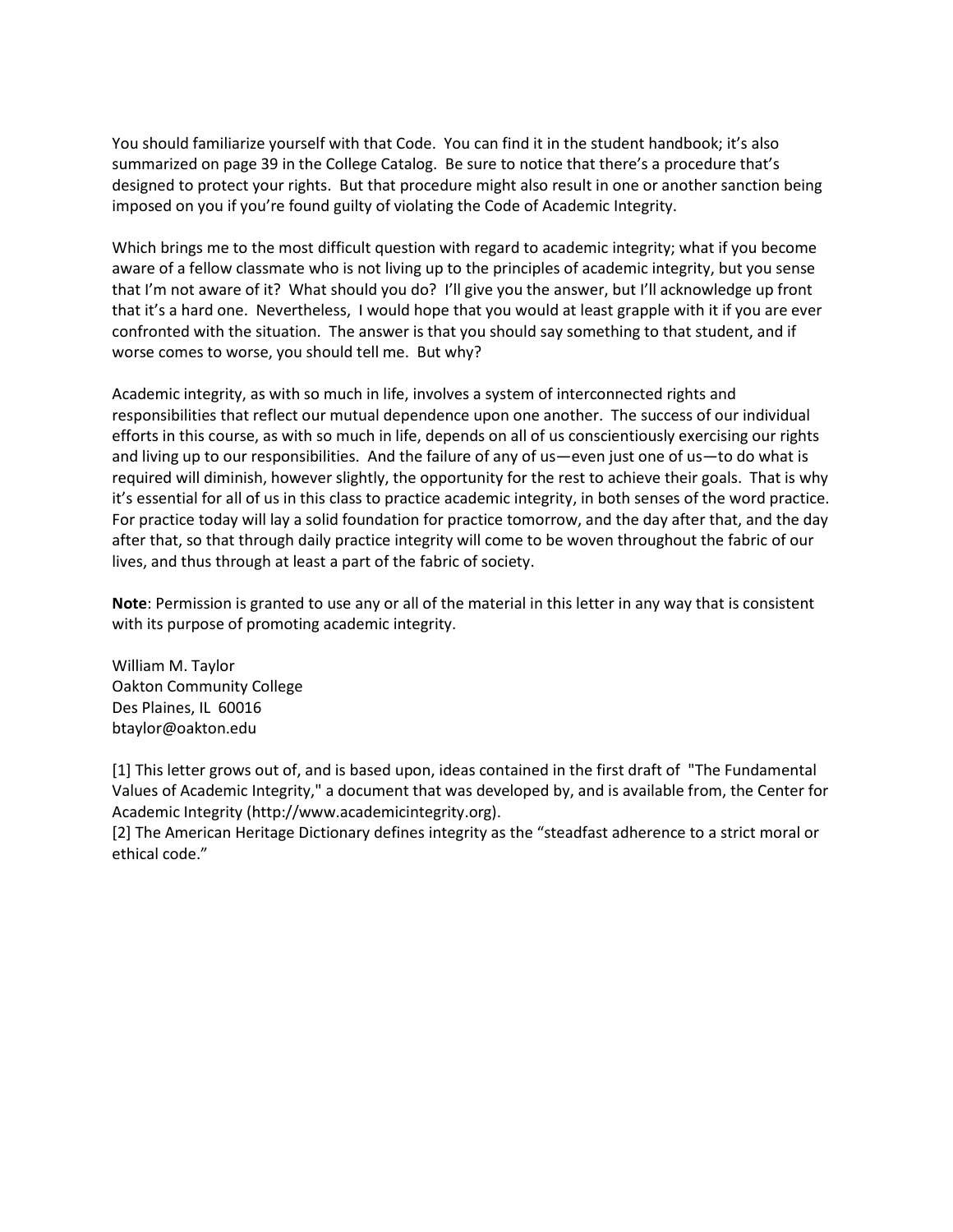You should familiarize yourself with that Code. You can find it in the student handbook; it's also summarized on page 39 in the College Catalog. Be sure to notice that there's a procedure that's designed to protect your rights. But that procedure might also result in one or another sanction being imposed on you if you're found guilty of violating the Code of Academic Integrity.

Which brings me to the most difficult question with regard to academic integrity; what if you become aware of a fellow classmate who is not living up to the principles of academic integrity, but you sense that I'm not aware of it? What should you do? I'll give you the answer, but I'll acknowledge up front that it's a hard one. Nevertheless, I would hope that you would at least grapple with it if you are ever confronted with the situation. The answer is that you should say something to that student, and if worse comes to worse, you should tell me. But why?

Academic integrity, as with so much in life, involves a system of interconnected rights and responsibilities that reflect our mutual dependence upon one another. The success of our individual efforts in this course, as with so much in life, depends on all of us conscientiously exercising our rights and living up to our responsibilities. And the failure of any of us—even just one of us—to do what is required will diminish, however slightly, the opportunity for the rest to achieve their goals. That is why it's essential for all of us in this class to practice academic integrity, in both senses of the word practice. For practice today will lay a solid foundation for practice tomorrow, and the day after that, and the day after that, so that through daily practice integrity will come to be woven throughout the fabric of our lives, and thus through at least a part of the fabric of society.

**Note**: Permission is granted to use any or all of the material in this letter in any way that is consistent with its purpose of promoting academic integrity.

William M. Taylor
Oakton Community College
Des Plaines, IL 60016
btaylor@oakton.edu

[1] This letter grows out of, and is based upon, ideas contained in the first draft of "The Fundamental Values of Academic Integrity," a document that was developed by, and is available from, the Center for Academic Integrity (http://www.academicintegrity.org).
[2] The American Heritage Dictionary defines integrity as the "steadfast adherence to a strict moral or ethical code."